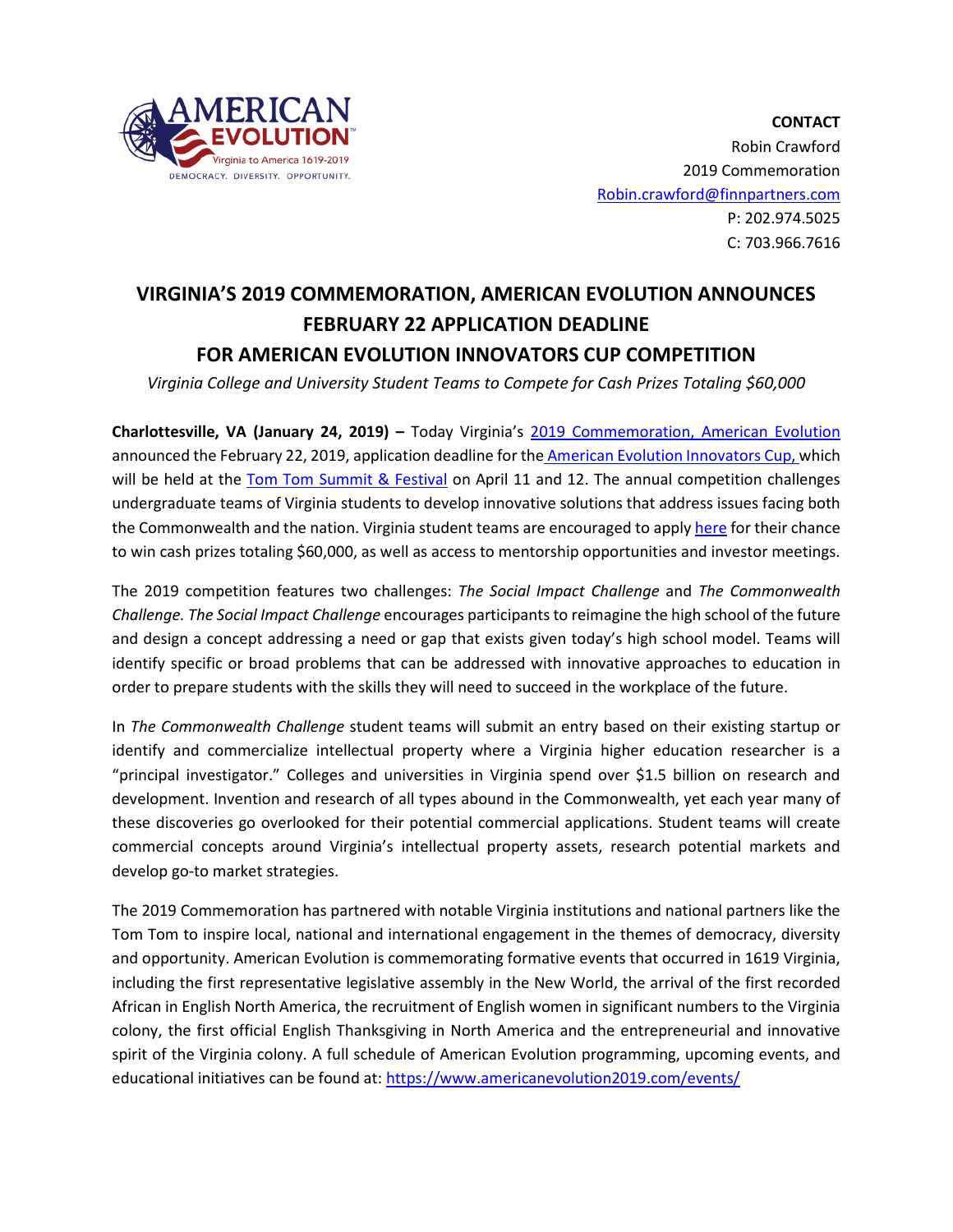**CONTACT**
Robin Crawford
2019 Commemoration
Robin.crawford@finnpartners.com
P: 202.974.5025
C: 703.966.7616

# VIRGINIA'S 2019 COMMEMORATION, AMERICAN EVOLUTION ANNOUNCES FEBRUARY 22 APPLICATION DEADLINE FOR AMERICAN EVOLUTION INNOVATORS CUP COMPETITION

*Virginia College and University Student Teams to Compete for Cash Prizes Totaling $60,000*

**Charlottesville, VA (January 24, 2019) –** Today Virginia's 2019 Commemoration, American Evolution announced the February 22, 2019, application deadline for the American Evolution Innovators Cup, which will be held at the Tom Tom Summit & Festival on April 11 and 12. The annual competition challenges undergraduate teams of Virginia students to develop innovative solutions that address issues facing both the Commonwealth and the nation. Virginia student teams are encouraged to apply here for their chance to win cash prizes totaling $60,000, as well as access to mentorship opportunities and investor meetings.

The 2019 competition features two challenges: *The Social Impact Challenge* and *The Commonwealth Challenge. The Social Impact Challenge* encourages participants to reimagine the high school of the future and design a concept addressing a need or gap that exists given today's high school model. Teams will identify specific or broad problems that can be addressed with innovative approaches to education in order to prepare students with the skills they will need to succeed in the workplace of the future.

In *The Commonwealth Challenge* student teams will submit an entry based on their existing startup or identify and commercialize intellectual property where a Virginia higher education researcher is a "principal investigator." Colleges and universities in Virginia spend over $1.5 billion on research and development. Invention and research of all types abound in the Commonwealth, yet each year many of these discoveries go overlooked for their potential commercial applications. Student teams will create commercial concepts around Virginia's intellectual property assets, research potential markets and develop go-to market strategies.

The 2019 Commemoration has partnered with notable Virginia institutions and national partners like the Tom Tom to inspire local, national and international engagement in the themes of democracy, diversity and opportunity. American Evolution is commemorating formative events that occurred in 1619 Virginia, including the first representative legislative assembly in the New World, the arrival of the first recorded African in English North America, the recruitment of English women in significant numbers to the Virginia colony, the first official English Thanksgiving in North America and the entrepreneurial and innovative spirit of the Virginia colony. A full schedule of American Evolution programming, upcoming events, and educational initiatives can be found at: https://www.americanevolution2019.com/events/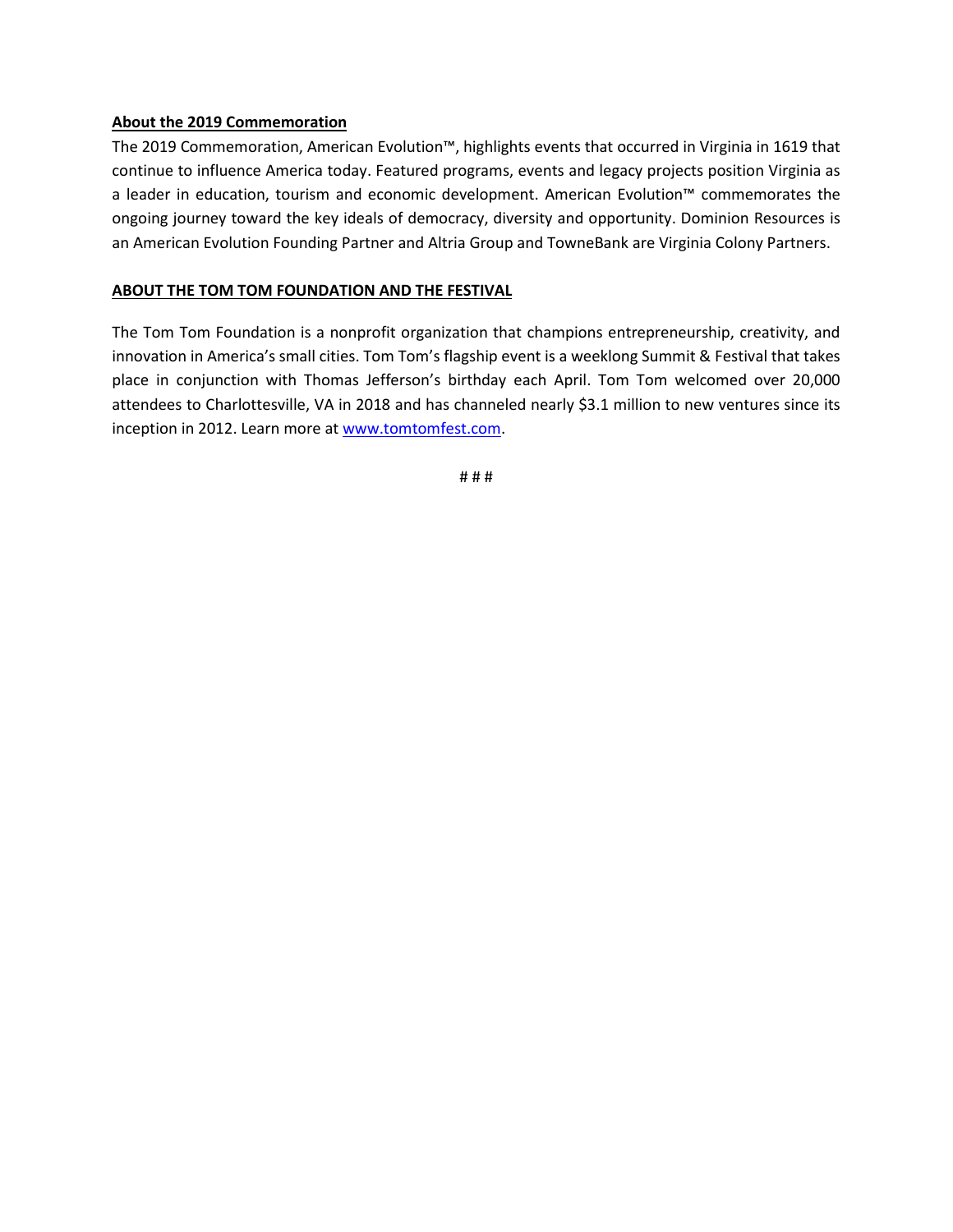**About the 2019 Commemoration**

The 2019 Commemoration, American Evolution™, highlights events that occurred in Virginia in 1619 that continue to influence America today. Featured programs, events and legacy projects position Virginia as a leader in education, tourism and economic development. American Evolution™ commemorates the ongoing journey toward the key ideals of democracy, diversity and opportunity. Dominion Resources is an American Evolution Founding Partner and Altria Group and TowneBank are Virginia Colony Partners.

**ABOUT THE TOM TOM FOUNDATION AND THE FESTIVAL**

The Tom Tom Foundation is a nonprofit organization that champions entrepreneurship, creativity, and innovation in America's small cities. Tom Tom's flagship event is a weeklong Summit & Festival that takes place in conjunction with Thomas Jefferson's birthday each April. Tom Tom welcomed over 20,000 attendees to Charlottesville, VA in 2018 and has channeled nearly $3.1 million to new ventures since its inception in 2012. Learn more at [www.tomtomfest.com](http://www.tomtomfest.com).

# # #